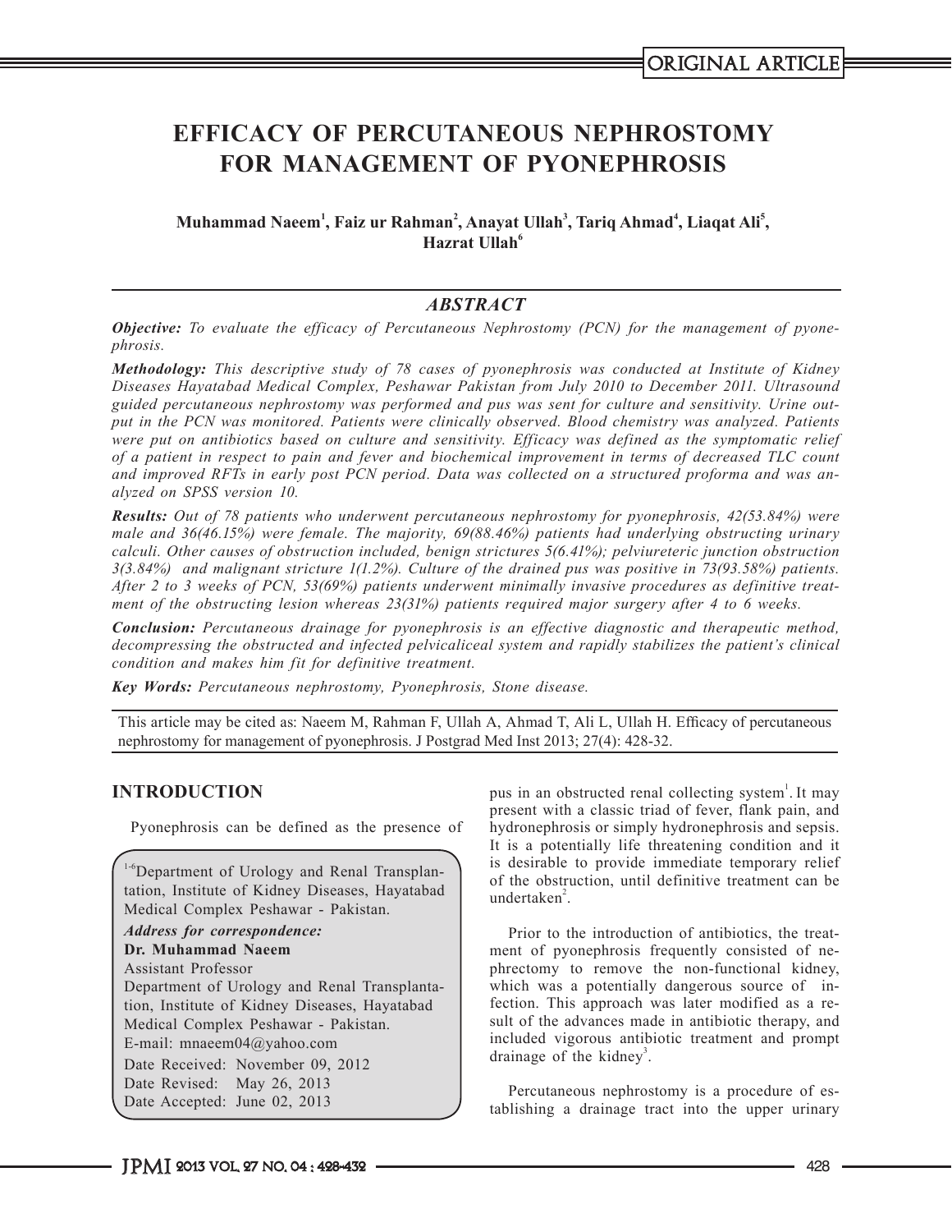ORIGINAL ARTICLE

# EFFICACY OF PERCUTANEOUS NEPHROSTOMY FOR MANAGEMENT OF PYONEPHROSIS

**Muhammad Naeem[1], Faiz ur Rahman[2], Anayat Ullah[3], Tariq Ahmad[4], Liaqat Ali[5], Hazrat Ullah[6]**

## *ABSTRACT*

***Objective:*** *To evaluate the efficacy of Percutaneous Nephrostomy (PCN) for the management of pyonephrosis.*

***Methodology:*** *This descriptive study of 78 cases of pyonephrosis was conducted at Institute of Kidney Diseases Hayatabad Medical Complex, Peshawar Pakistan from July 2010 to December 2011. Ultrasound guided percutaneous nephrostomy was performed and pus was sent for culture and sensitivity. Urine output in the PCN was monitored. Patients were clinically observed. Blood chemistry was analyzed. Patients were put on antibiotics based on culture and sensitivity. Efficacy was defined as the symptomatic relief of a patient in respect to pain and fever and biochemical improvement in terms of decreased TLC count and improved RFTs in early post PCN period. Data was collected on a structured proforma and was analyzed on SPSS version 10.*

***Results:*** *Out of 78 patients who underwent percutaneous nephrostomy for pyonephrosis, 42(53.84%) were male and 36(46.15%) were female. The majority, 69(88.46%) patients had underlying obstructing urinary calculi. Other causes of obstruction included, benign strictures 5(6.41%); pelviureteric junction obstruction 3(3.84%) and malignant stricture 1(1.2%). Culture of the drained pus was positive in 73(93.58%) patients. After 2 to 3 weeks of PCN, 53(69%) patients underwent minimally invasive procedures as definitive treatment of the obstructing lesion whereas 23(31%) patients required major surgery after 4 to 6 weeks.*

***Conclusion:*** *Percutaneous drainage for pyonephrosis is an effective diagnostic and therapeutic method, decompressing the obstructed and infected pelvicaliceal system and rapidly stabilizes the patient's clinical condition and makes him fit for definitive treatment.*

***Key Words:*** *Percutaneous nephrostomy, Pyonephrosis, Stone disease.*

This article may be cited as: Naeem M, Rahman F, Ullah A, Ahmad T, Ali L, Ullah H. Efficacy of percutaneous nephrostomy for management of pyonephrosis. J Postgrad Med Inst 2013; 27(4): 428-32.

## INTRODUCTION

Pyonephrosis can be defined as the presence of pus in an obstructed renal collecting system[1]. It may present with a classic triad of fever, flank pain, and hydronephrosis or simply hydronephrosis and sepsis. It is a potentially life threatening condition and it is desirable to provide immediate temporary relief of the obstruction, until definitive treatment can be undertaken[2].

Prior to the introduction of antibiotics, the treatment of pyonephrosis frequently consisted of nephrectomy to remove the non-functional kidney, which was a potentially dangerous source of infection. This approach was later modified as a result of the advances made in antibiotic therapy, and included vigorous antibiotic treatment and prompt drainage of the kidney[3].

Percutaneous nephrostomy is a procedure of establishing a drainage tract into the upper urinary

[1-6]Department of Urology and Renal Transplantation, Institute of Kidney Diseases, Hayatabad Medical Complex Peshawar - Pakistan.

***Address for correspondence:***
**Dr. Muhammad Naeem**
Assistant Professor
Department of Urology and Renal Transplantation, Institute of Kidney Diseases, Hayatabad Medical Complex Peshawar - Pakistan.
E-mail: mnaeem04@yahoo.com

Date Received: November 09, 2012
Date Revised: May 26, 2013
Date Accepted: June 02, 2013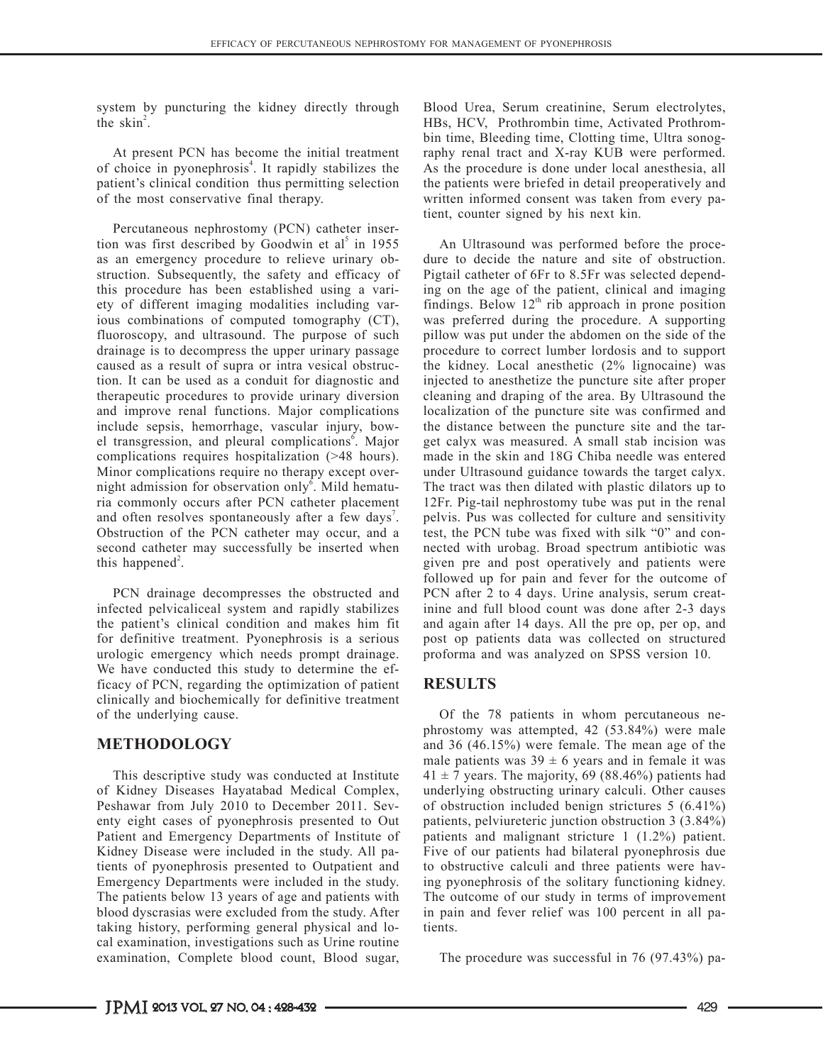system by puncturing the kidney directly through the skin[2].

At present PCN has become the initial treatment of choice in pyonephrosis[4]. It rapidly stabilizes the patient's clinical condition thus permitting selection of the most conservative final therapy.

Percutaneous nephrostomy (PCN) catheter insertion was first described by Goodwin et al[5] in 1955 as an emergency procedure to relieve urinary obstruction. Subsequently, the safety and efficacy of this procedure has been established using a variety of different imaging modalities including various combinations of computed tomography (CT), fluoroscopy, and ultrasound. The purpose of such drainage is to decompress the upper urinary passage caused as a result of supra or intra vesical obstruction. It can be used as a conduit for diagnostic and therapeutic procedures to provide urinary diversion and improve renal functions. Major complications include sepsis, hemorrhage, vascular injury, bowel transgression, and pleural complications[6]. Major complications requires hospitalization (>48 hours). Minor complications require no therapy except overnight admission for observation only[6]. Mild hematuria commonly occurs after PCN catheter placement and often resolves spontaneously after a few days[7]. Obstruction of the PCN catheter may occur, and a second catheter may successfully be inserted when this happened[2].

PCN drainage decompresses the obstructed and infected pelvicaliceal system and rapidly stabilizes the patient's clinical condition and makes him fit for definitive treatment. Pyonephrosis is a serious urologic emergency which needs prompt drainage. We have conducted this study to determine the efficacy of PCN, regarding the optimization of patient clinically and biochemically for definitive treatment of the underlying cause.

## METHODOLOGY

This descriptive study was conducted at Institute of Kidney Diseases Hayatabad Medical Complex, Peshawar from July 2010 to December 2011. Seventy eight cases of pyonephrosis presented to Out Patient and Emergency Departments of Institute of Kidney Disease were included in the study. All patients of pyonephrosis presented to Outpatient and Emergency Departments were included in the study. The patients below 13 years of age and patients with blood dyscrasias were excluded from the study. After taking history, performing general physical and local examination, investigations such as Urine routine examination, Complete blood count, Blood sugar, Blood Urea, Serum creatinine, Serum electrolytes, HBs, HCV, Prothrombin time, Activated Prothrombin time, Bleeding time, Clotting time, Ultra sonography renal tract and X-ray KUB were performed. As the procedure is done under local anesthesia, all the patients were briefed in detail preoperatively and written informed consent was taken from every patient, counter signed by his next kin.

An Ultrasound was performed before the procedure to decide the nature and site of obstruction. Pigtail catheter of 6Fr to 8.5Fr was selected depending on the age of the patient, clinical and imaging findings. Below 12th rib approach in prone position was preferred during the procedure. A supporting pillow was put under the abdomen on the side of the procedure to correct lumber lordosis and to support the kidney. Local anesthetic (2% lignocaine) was injected to anesthetize the puncture site after proper cleaning and draping of the area. By Ultrasound the localization of the puncture site was confirmed and the distance between the puncture site and the target calyx was measured. A small stab incision was made in the skin and 18G Chiba needle was entered under Ultrasound guidance towards the target calyx. The tract was then dilated with plastic dilators up to 12Fr. Pig-tail nephrostomy tube was put in the renal pelvis. Pus was collected for culture and sensitivity test, the PCN tube was fixed with silk "0" and connected with urobag. Broad spectrum antibiotic was given pre and post operatively and patients were followed up for pain and fever for the outcome of PCN after 2 to 4 days. Urine analysis, serum creatinine and full blood count was done after 2-3 days and again after 14 days. All the pre op, per op, and post op patients data was collected on structured proforma and was analyzed on SPSS version 10.

## RESULTS

Of the 78 patients in whom percutaneous nephrostomy was attempted, 42 (53.84%) were male and 36 (46.15%) were female. The mean age of the male patients was $39 \pm 6$ years and in female it was $41 \pm 7$ years. The majority, 69 (88.46%) patients had underlying obstructing urinary calculi. Other causes of obstruction included benign strictures 5 (6.41%) patients, pelviureteric junction obstruction 3 (3.84%) patients and malignant stricture 1 (1.2%) patient. Five of our patients had bilateral pyonephrosis due to obstructive calculi and three patients were having pyonephrosis of the solitary functioning kidney. The outcome of our study in terms of improvement in pain and fever relief was 100 percent in all patients.

The procedure was successful in 76 (97.43%) pa-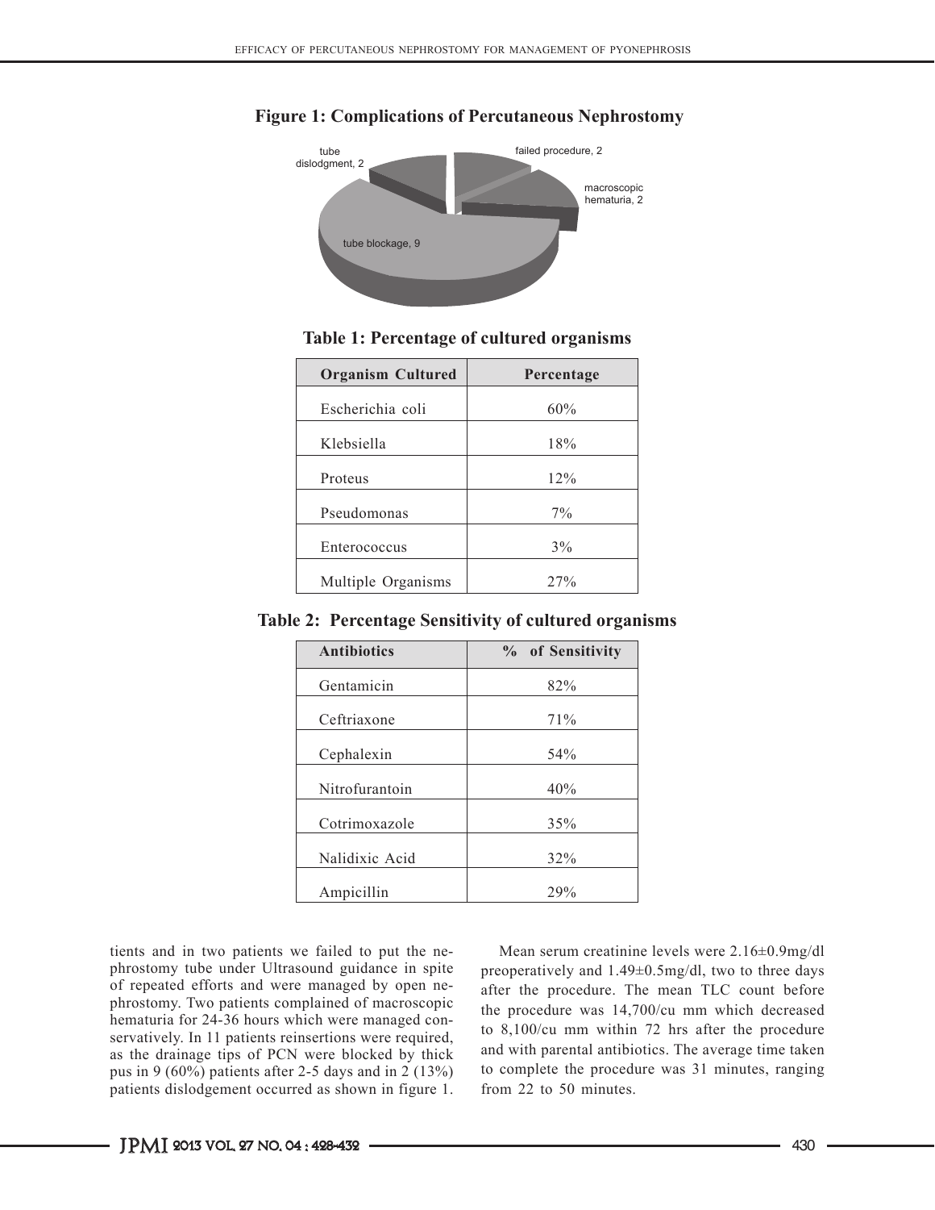**Figure 1: Complications of Percutaneous Nephrostomy**

**Table 1: Percentage of cultured organisms**

| Organism Cultured | Percentage |
|---|---|
| Escherichia coli | 60% |
| Klebsiella | 18% |
| Proteus | 12% |
| Pseudomonas | 7% |
| Enterococcus | 3% |
| Multiple Organisms | 27% |

**Table 2: Percentage Sensitivity of cultured organisms**

| Antibiotics | % of Sensitivity |
|---|---|
| Gentamicin | 82% |
| Ceftriaxone | 71% |
| Cephalexin | 54% |
| Nitrofurantoin | 40% |
| Cotrimoxazole | 35% |
| Nalidixic Acid | 32% |
| Ampicillin | 29% |

tients and in two patients we failed to put the nephrostomy tube under Ultrasound guidance in spite of repeated efforts and were managed by open nephrostomy. Two patients complained of macroscopic hematuria for 24-36 hours which were managed conservatively. In 11 patients reinsertions were required, as the drainage tips of PCN were blocked by thick pus in 9 (60%) patients after 2-5 days and in 2 (13%) patients dislodgement occurred as shown in figure 1.

Mean serum creatinine levels were 2.16±0.9mg/dl preoperatively and 1.49±0.5mg/dl, two to three days after the procedure. The mean TLC count before the procedure was 14,700/cu mm which decreased to 8,100/cu mm within 72 hrs after the procedure and with parental antibiotics. The average time taken to complete the procedure was 31 minutes, ranging from 22 to 50 minutes.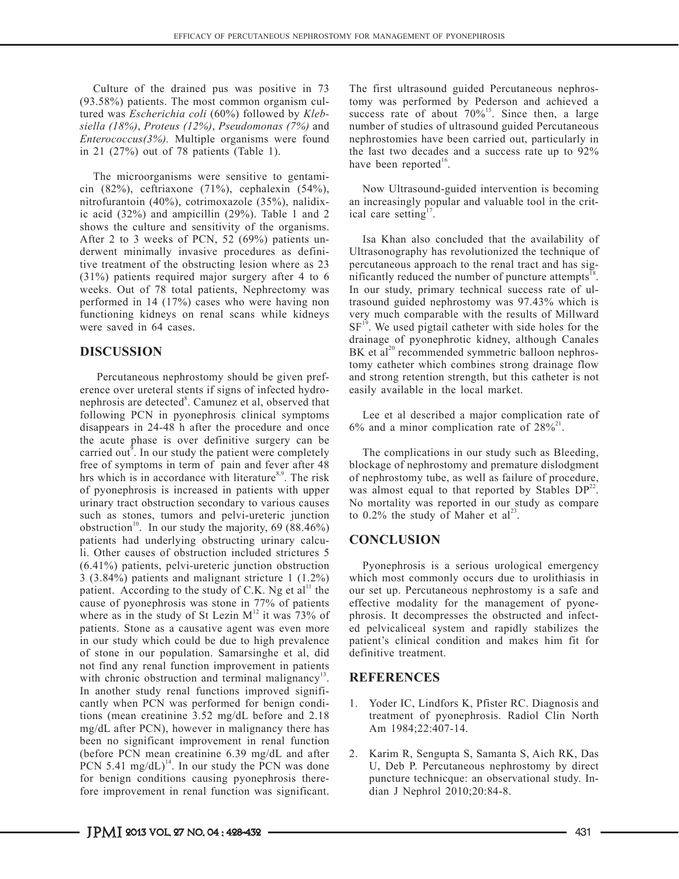Culture of the drained pus was positive in 73 (93.58%) patients. The most common organism cultured was *Escherichia coli* (60%) followed by *Klebsiella (18%)*, *Proteus (12%)*, *Pseudomonas (7%)* and *Enterococcus(3%).* Multiple organisms were found in 21 (27%) out of 78 patients (Table 1).

The microorganisms were sensitive to gentamicin (82%), ceftriaxone (71%), cephalexin (54%), nitrofurantoin (40%), cotrimoxazole (35%), nalidixic acid (32%) and ampicillin (29%). Table 1 and 2 shows the culture and sensitivity of the organisms. After 2 to 3 weeks of PCN, 52 (69%) patients underwent minimally invasive procedures as definitive treatment of the obstructing lesion where as 23 (31%) patients required major surgery after 4 to 6 weeks. Out of 78 total patients, Nephrectomy was performed in 14 (17%) cases who were having non functioning kidneys on renal scans while kidneys were saved in 64 cases.

## DISCUSSION

Percutaneous nephrostomy should be given preference over ureteral stents if signs of infected hydronephrosis are detected[8]. Camunez et al, observed that following PCN in pyonephrosis clinical symptoms disappears in 24-48 h after the procedure and once the acute phase is over definitive surgery can be carried out[9]. In our study the patient were completely free of symptoms in term of pain and fever after 48 hrs which is in accordance with literature[8,9]. The risk of pyonephrosis is increased in patients with upper urinary tract obstruction secondary to various causes such as stones, tumors and pelvi-ureteric junction obstruction[10]. In our study the majority, 69 (88.46%) patients had underlying obstructing urinary calculi. Other causes of obstruction included strictures 5 (6.41%) patients, pelvi-ureteric junction obstruction 3 (3.84%) patients and malignant stricture 1 (1.2%) patient. According to the study of C.K. Ng et al[11] the cause of pyonephrosis was stone in 77% of patients where as in the study of St Lezin M[12] it was 73% of patients. Stone as a causative agent was even more in our study which could be due to high prevalence of stone in our population. Samarsinghe et al, did not find any renal function improvement in patients with chronic obstruction and terminal malignancy[13]. In another study renal functions improved significantly when PCN was performed for benign conditions (mean creatinine 3.52 mg/dL before and 2.18 mg/dL after PCN), however in malignancy there has been no significant improvement in renal function (before PCN mean creatinine 6.39 mg/dL and after PCN 5.41 mg/dL)[14]. In our study the PCN was done for benign conditions causing pyonephrosis therefore improvement in renal function was significant. The first ultrasound guided Percutaneous nephrostomy was performed by Pederson and achieved a success rate of about 70%[15]. Since then, a large number of studies of ultrasound guided Percutaneous nephrostomies have been carried out, particularly in the last two decades and a success rate up to 92% have been reported[16].

Now Ultrasound-guided intervention is becoming an increasingly popular and valuable tool in the critical care setting[17].

Isa Khan also concluded that the availability of Ultrasonography has revolutionized the technique of percutaneous approach to the renal tract and has significantly reduced the number of puncture attempts[18]. In our study, primary technical success rate of ultrasound guided nephrostomy was 97.43% which is very much comparable with the results of Millward SF[19]. We used pigtail catheter with side holes for the drainage of pyonephrotic kidney, although Canales BK et al[20] recommended symmetric balloon nephrostomy catheter which combines strong drainage flow and strong retention strength, but this catheter is not easily available in the local market.

Lee et al described a major complication rate of 6% and a minor complication rate of 28%[21].

The complications in our study such as Bleeding, blockage of nephrostomy and premature dislodgment of nephrostomy tube, as well as failure of procedure, was almost equal to that reported by Stables DP[22]. No mortality was reported in our study as compare to 0.2% the study of Maher et al[23].

## CONCLUSION

Pyonephrosis is a serious urological emergency which most commonly occurs due to urolithiasis in our set up. Percutaneous nephrostomy is a safe and effective modality for the management of pyonephrosis. It decompresses the obstructed and infected pelvicaliceal system and rapidly stabilizes the patient's clinical condition and makes him fit for definitive treatment.

## REFERENCES

1. Yoder IC, Lindfors K, Pfister RC. Diagnosis and treatment of pyonephrosis. Radiol Clin North Am 1984;22:407-14.
2. Karim R, Sengupta S, Samanta S, Aich RK, Das U, Deb P. Percutaneous nephrostomy by direct puncture technicque: an observational study. Indian J Nephrol 2010;20:84-8.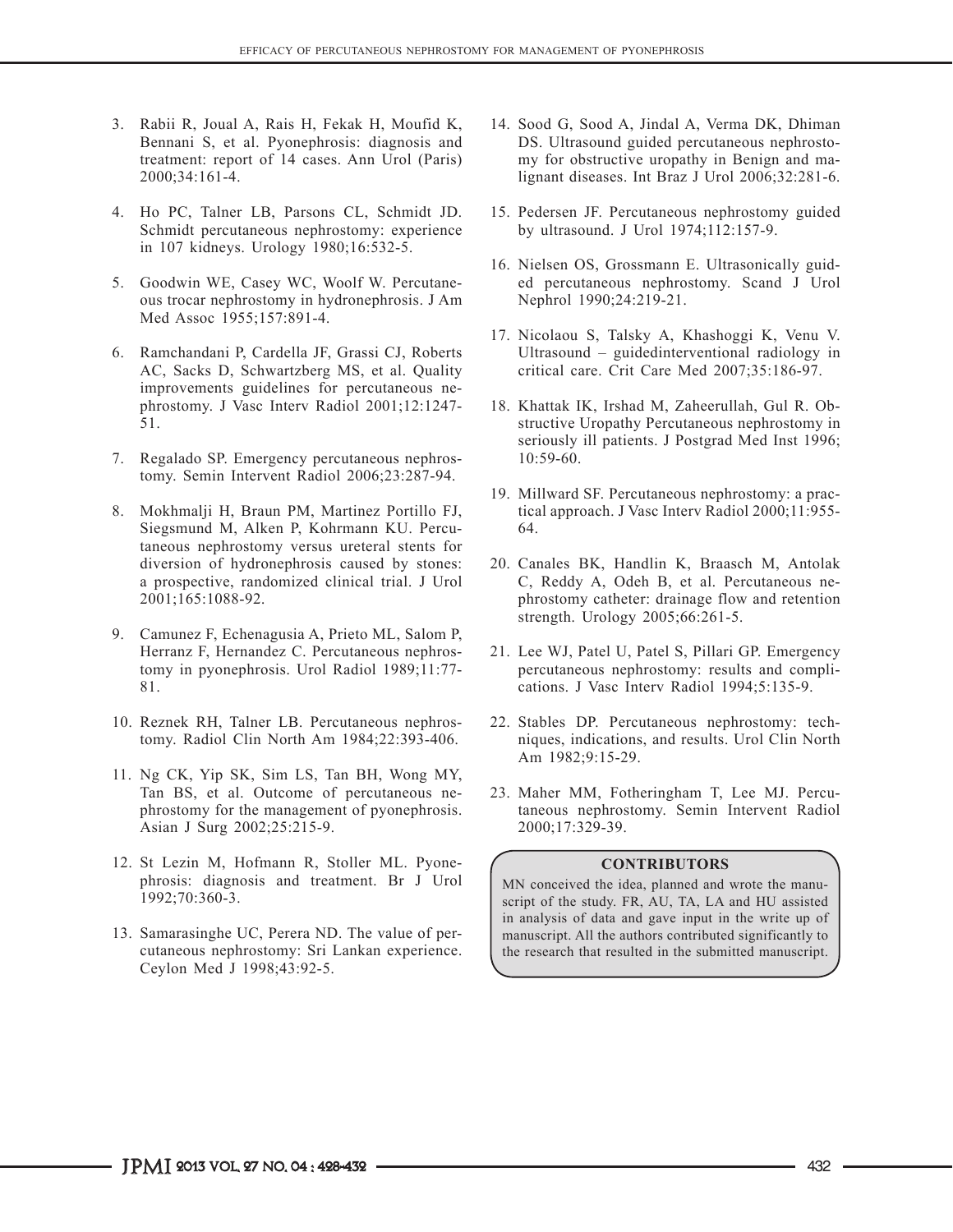3. Rabii R, Joual A, Rais H, Fekak H, Moufid K, Bennani S, et al. Pyonephrosis: diagnosis and treatment: report of 14 cases. Ann Urol (Paris) 2000;34:161-4.

4. Ho PC, Talner LB, Parsons CL, Schmidt JD. Schmidt percutaneous nephrostomy: experience in 107 kidneys. Urology 1980;16:532-5.

5. Goodwin WE, Casey WC, Woolf W. Percutaneous trocar nephrostomy in hydronephrosis. J Am Med Assoc 1955;157:891-4.

6. Ramchandani P, Cardella JF, Grassi CJ, Roberts AC, Sacks D, Schwartzberg MS, et al. Quality improvements guidelines for percutaneous nephrostomy. J Vasc Interv Radiol 2001;12:1247-51.

7. Regalado SP. Emergency percutaneous nephrostomy. Semin Intervent Radiol 2006;23:287-94.

8. Mokhmalji H, Braun PM, Martinez Portillo FJ, Siegsmund M, Alken P, Kohrmann KU. Percutaneous nephrostomy versus ureteral stents for diversion of hydronephrosis caused by stones: a prospective, randomized clinical trial. J Urol 2001;165:1088-92.

9. Camunez F, Echenagusia A, Prieto ML, Salom P, Herranz F, Hernandez C. Percutaneous nephrostomy in pyonephrosis. Urol Radiol 1989;11:77-81.

10. Reznek RH, Talner LB. Percutaneous nephrostomy. Radiol Clin North Am 1984;22:393-406.

11. Ng CK, Yip SK, Sim LS, Tan BH, Wong MY, Tan BS, et al. Outcome of percutaneous nephrostomy for the management of pyonephrosis. Asian J Surg 2002;25:215-9.

12. St Lezin M, Hofmann R, Stoller ML. Pyonephrosis: diagnosis and treatment. Br J Urol 1992;70:360-3.

13. Samarasinghe UC, Perera ND. The value of percutaneous nephrostomy: Sri Lankan experience. Ceylon Med J 1998;43:92-5.

14. Sood G, Sood A, Jindal A, Verma DK, Dhiman DS. Ultrasound guided percutaneous nephrostomy for obstructive uropathy in Benign and malignant diseases. Int Braz J Urol 2006;32:281-6.

15. Pedersen JF. Percutaneous nephrostomy guided by ultrasound. J Urol 1974;112:157-9.

16. Nielsen OS, Grossmann E. Ultrasonically guided percutaneous nephrostomy. Scand J Urol Nephrol 1990;24:219-21.

17. Nicolaou S, Talsky A, Khashoggi K, Venu V. Ultrasound – guidedinterventional radiology in critical care. Crit Care Med 2007;35:186-97.

18. Khattak IK, Irshad M, Zaheerullah, Gul R. Obstructive Uropathy Percutaneous nephrostomy in seriously ill patients. J Postgrad Med Inst 1996; 10:59-60.

19. Millward SF. Percutaneous nephrostomy: a practical approach. J Vasc Interv Radiol 2000;11:955-64.

20. Canales BK, Handlin K, Braasch M, Antolak C, Reddy A, Odeh B, et al. Percutaneous nephrostomy catheter: drainage flow and retention strength. Urology 2005;66:261-5.

21. Lee WJ, Patel U, Patel S, Pillari GP. Emergency percutaneous nephrostomy: results and complications. J Vasc Interv Radiol 1994;5:135-9.

22. Stables DP. Percutaneous nephrostomy: techniques, indications, and results. Urol Clin North Am 1982;9:15-29.

23. Maher MM, Fotheringham T, Lee MJ. Percutaneous nephrostomy. Semin Intervent Radiol 2000;17:329-39.

**CONTRIBUTORS**

MN conceived the idea, planned and wrote the manuscript of the study. FR, AU, TA, LA and HU assisted in analysis of data and gave input in the write up of manuscript. All the authors contributed significantly to the research that resulted in the submitted manuscript.